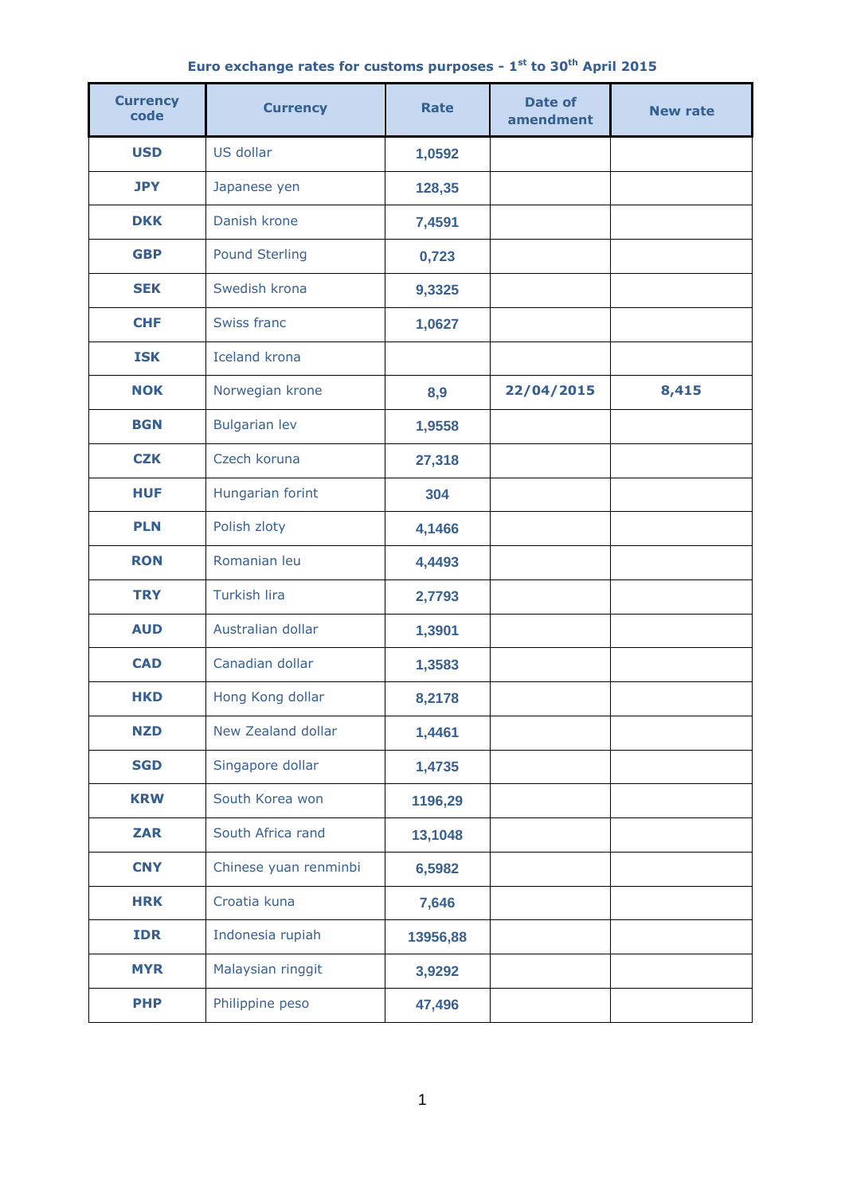**Euro exchange rates for customs purposes - 1st to 30th April 2015**

| Currency code | Currency | Rate | Date of amendment | New rate |
|---|---|---|---|---|
| **USD** | US dollar | **1,0592** | | |
| **JPY** | Japanese yen | **128,35** | | |
| **DKK** | Danish krone | **7,4591** | | |
| **GBP** | Pound Sterling | **0,723** | | |
| **SEK** | Swedish krona | **9,3325** | | |
| **CHF** | Swiss franc | **1,0627** | | |
| **ISK** | Iceland krona | | | |
| **NOK** | Norwegian krone | **8,9** | **22/04/2015** | **8,415** |
| **BGN** | Bulgarian lev | **1,9558** | | |
| **CZK** | Czech koruna | **27,318** | | |
| **HUF** | Hungarian forint | **304** | | |
| **PLN** | Polish zloty | **4,1466** | | |
| **RON** | Romanian leu | **4,4493** | | |
| **TRY** | Turkish lira | **2,7793** | | |
| **AUD** | Australian dollar | **1,3901** | | |
| **CAD** | Canadian dollar | **1,3583** | | |
| **HKD** | Hong Kong dollar | **8,2178** | | |
| **NZD** | New Zealand dollar | **1,4461** | | |
| **SGD** | Singapore dollar | **1,4735** | | |
| **KRW** | South Korea won | **1196,29** | | |
| **ZAR** | South Africa rand | **13,1048** | | |
| **CNY** | Chinese yuan renminbi | **6,5982** | | |
| **HRK** | Croatia kuna | **7,646** | | |
| **IDR** | Indonesia rupiah | **13956,88** | | |
| **MYR** | Malaysian ringgit | **3,9292** | | |
| **PHP** | Philippine peso | **47,496** | | |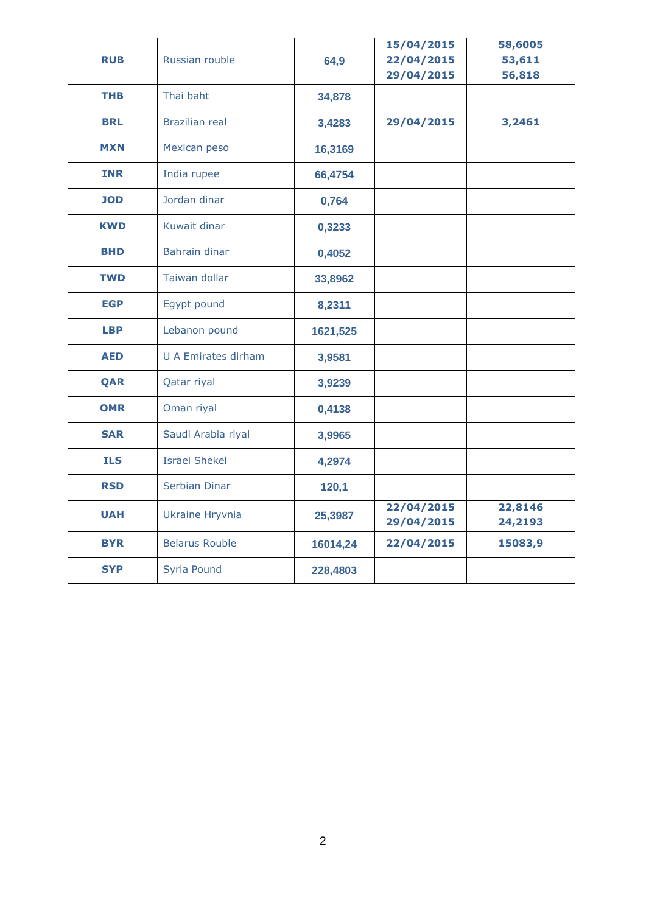| | | | | |
|---|---|---|---|---|
| **RUB** | Russian rouble | **64,9** | **15/04/2015**<br>**22/04/2015**<br>**29/04/2015** | **58,6005**<br>**53,611**<br>**56,818** |
| **THB** | Thai baht | **34,878** | | |
| **BRL** | Brazilian real | **3,4283** | **29/04/2015** | **3,2461** |
| **MXN** | Mexican peso | **16,3169** | | |
| **INR** | India rupee | **66,4754** | | |
| **JOD** | Jordan dinar | **0,764** | | |
| **KWD** | Kuwait dinar | **0,3233** | | |
| **BHD** | Bahrain dinar | **0,4052** | | |
| **TWD** | Taiwan dollar | **33,8962** | | |
| **EGP** | Egypt pound | **8,2311** | | |
| **LBP** | Lebanon pound | **1621,525** | | |
| **AED** | U A Emirates dirham | **3,9581** | | |
| **QAR** | Qatar riyal | **3,9239** | | |
| **OMR** | Oman riyal | **0,4138** | | |
| **SAR** | Saudi Arabia riyal | **3,9965** | | |
| **ILS** | Israel Shekel | **4,2974** | | |
| **RSD** | Serbian Dinar | **120,1** | | |
| **UAH** | Ukraine Hryvnia | **25,3987** | **22/04/2015**<br>**29/04/2015** | **22,8146**<br>**24,2193** |
| **BYR** | Belarus Rouble | **16014,24** | **22/04/2015** | **15083,9** |
| **SYP** | Syria Pound | **228,4803** | | |